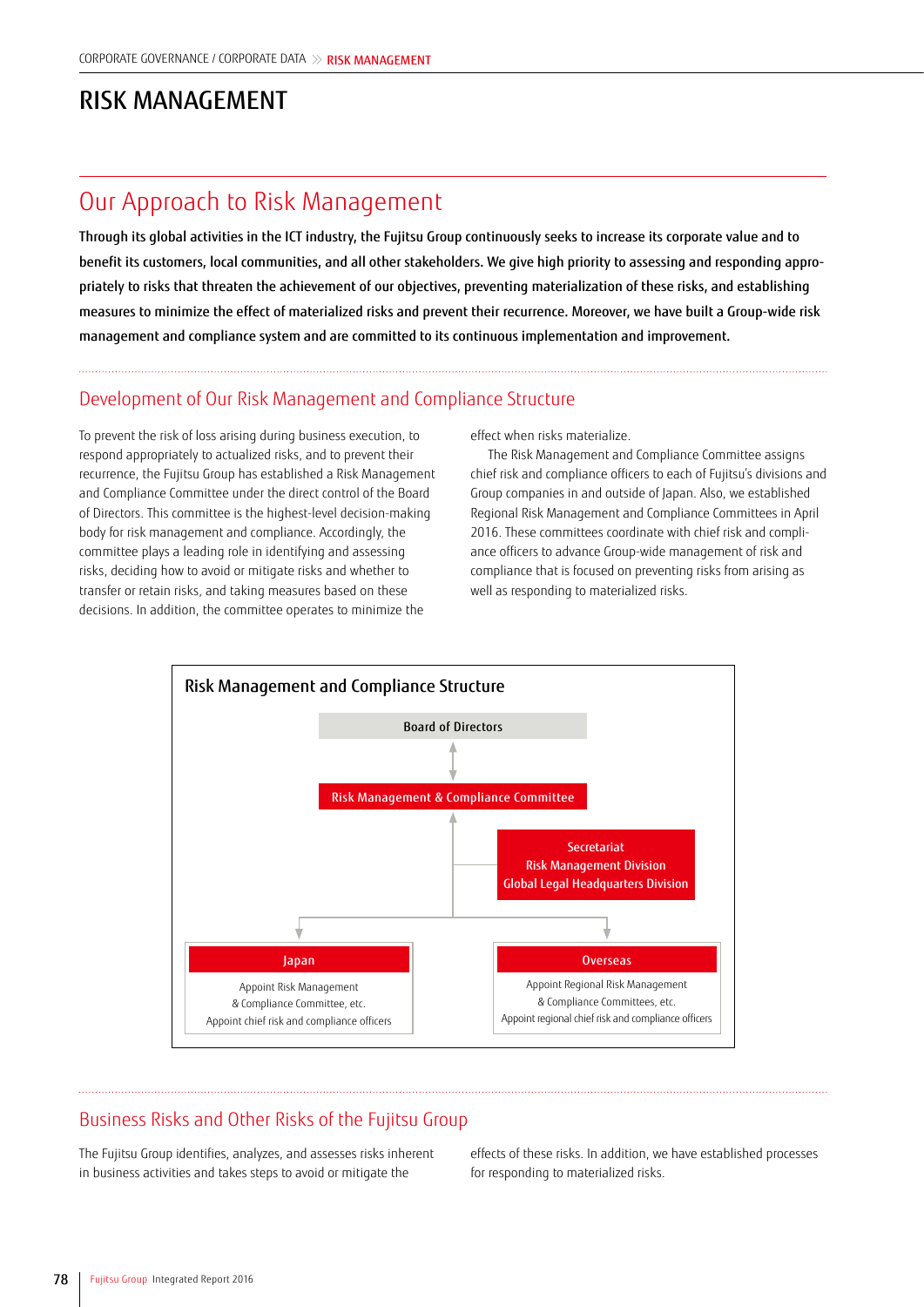# RISK MANAGEMENT

## Our Approach to Risk Management

**Through its global activities in the ICT industry, the Fujitsu Group continuously seeks to increase its corporate value and to benefit its customers, local communities, and all other stakeholders. We give high priority to assessing and responding appropriately to risks that threaten the achievement of our objectives, preventing materialization of these risks, and establishing measures to minimize the effect of materialized risks and prevent their recurrence. Moreover, we have built a Group-wide risk management and compliance system and are committed to its continuous implementation and improvement.**

### Development of Our Risk Management and Compliance Structure

To prevent the risk of loss arising during business execution, to respond appropriately to actualized risks, and to prevent their recurrence, the Fujitsu Group has established a Risk Management and Compliance Committee under the direct control of the Board of Directors. This committee is the highest-level decision-making body for risk management and compliance. Accordingly, the committee plays a leading role in identifying and assessing risks, deciding how to avoid or mitigate risks and whether to transfer or retain risks, and taking measures based on these decisions. In addition, the committee operates to minimize the effect when risks materialize.

The Risk Management and Compliance Committee assigns chief risk and compliance officers to each of Fujitsu's divisions and Group companies in and outside of Japan. Also, we established Regional Risk Management and Compliance Committees in April 2016. These committees coordinate with chief risk and compliance officers to advance Group-wide management of risk and compliance that is focused on preventing risks from arising as well as responding to materialized risks.

**Risk Management and Compliance Structure**

- Board of Directors
  - ↕ Risk Management & Compliance Committee
    - Secretariat: Risk Management Division, Global Legal Headquarters Division
    - **Japan**: Appoint Risk Management & Compliance Committee, etc. Appoint chief risk and compliance officers
    - **Overseas**: Appoint Regional Risk Management & Compliance Committees, etc. Appoint regional chief risk and compliance officers

### Business Risks and Other Risks of the Fujitsu Group

The Fujitsu Group identifies, analyzes, and assesses risks inherent in business activities and takes steps to avoid or mitigate the effects of these risks. In addition, we have established processes for responding to materialized risks.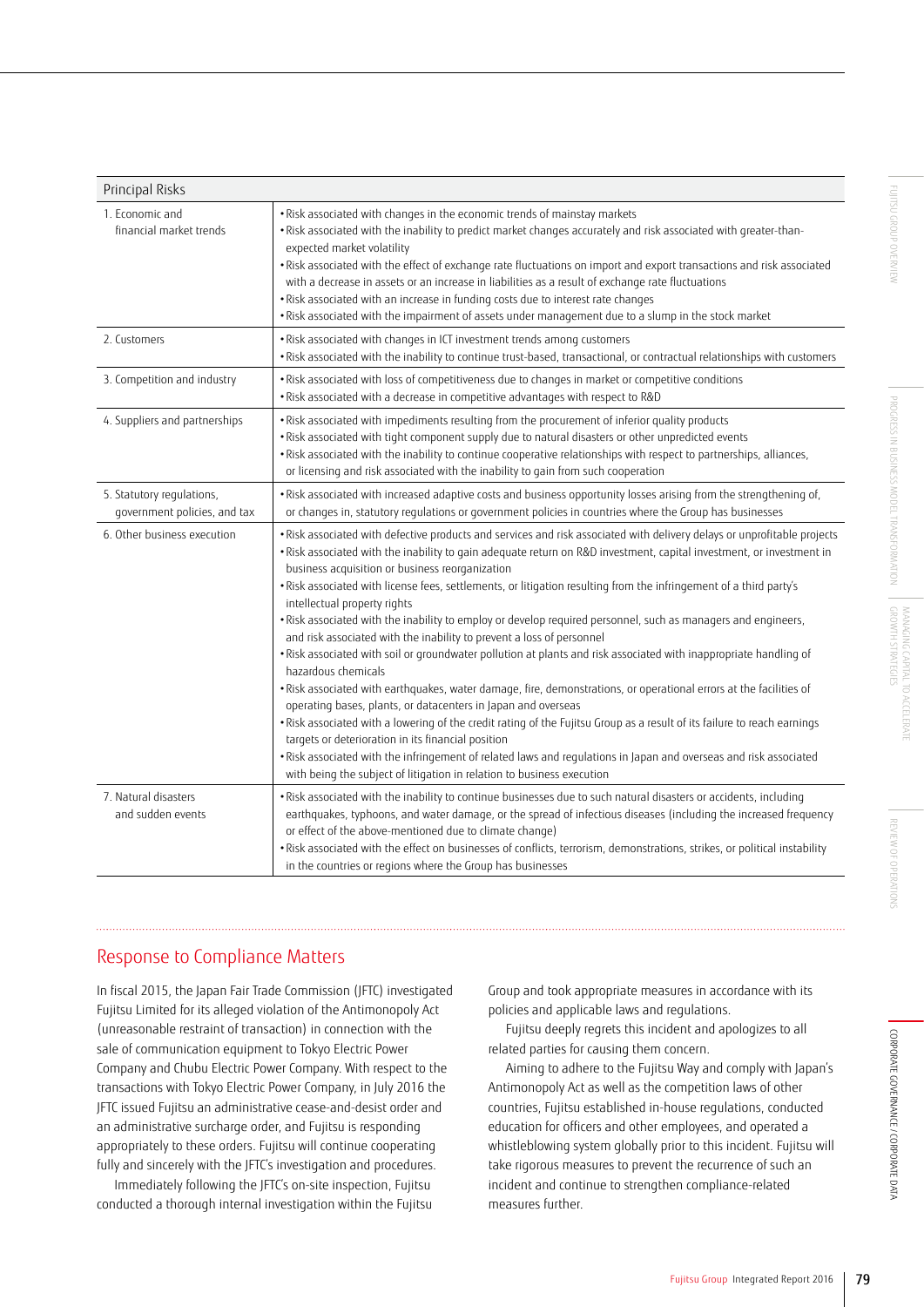| Principal Risks | |
|---|---|
| 1. Economic and financial market trends | • Risk associated with changes in the economic trends of mainstay markets<br>• Risk associated with the inability to predict market changes accurately and risk associated with greater-than-expected market volatility<br>• Risk associated with the effect of exchange rate fluctuations on import and export transactions and risk associated with a decrease in assets or an increase in liabilities as a result of exchange rate fluctuations<br>• Risk associated with an increase in funding costs due to interest rate changes<br>• Risk associated with the impairment of assets under management due to a slump in the stock market |
| 2. Customers | • Risk associated with changes in ICT investment trends among customers<br>• Risk associated with the inability to continue trust-based, transactional, or contractual relationships with customers |
| 3. Competition and industry | • Risk associated with loss of competitiveness due to changes in market or competitive conditions<br>• Risk associated with a decrease in competitive advantages with respect to R&D |
| 4. Suppliers and partnerships | • Risk associated with impediments resulting from the procurement of inferior quality products<br>• Risk associated with tight component supply due to natural disasters or other unpredicted events<br>• Risk associated with the inability to continue cooperative relationships with respect to partnerships, alliances, or licensing and risk associated with the inability to gain from such cooperation |
| 5. Statutory regulations, government policies, and tax | • Risk associated with increased adaptive costs and business opportunity losses arising from the strengthening of, or changes in, statutory regulations or government policies in countries where the Group has businesses |
| 6. Other business execution | • Risk associated with defective products and services and risk associated with delivery delays or unprofitable projects<br>• Risk associated with the inability to gain adequate return on R&D investment, capital investment, or investment in business acquisition or business reorganization<br>• Risk associated with license fees, settlements, or litigation resulting from the infringement of a third party's intellectual property rights<br>• Risk associated with the inability to employ or develop required personnel, such as managers and engineers, and risk associated with the inability to prevent a loss of personnel<br>• Risk associated with soil or groundwater pollution at plants and risk associated with inappropriate handling of hazardous chemicals<br>• Risk associated with earthquakes, water damage, fire, demonstrations, or operational errors at the facilities of operating bases, plants, or datacenters in Japan and overseas<br>• Risk associated with a lowering of the credit rating of the Fujitsu Group as a result of its failure to reach earnings targets or deterioration in its financial position<br>• Risk associated with the infringement of related laws and regulations in Japan and overseas and risk associated with being the subject of litigation in relation to business execution |
| 7. Natural disasters and sudden events | • Risk associated with the inability to continue businesses due to such natural disasters or accidents, including earthquakes, typhoons, and water damage, or the spread of infectious diseases (including the increased frequency or effect of the above-mentioned due to climate change)<br>• Risk associated with the effect on businesses of conflicts, terrorism, demonstrations, strikes, or political instability in the countries or regions where the Group has businesses |

## Response to Compliance Matters

In fiscal 2015, the Japan Fair Trade Commission (JFTC) investigated Fujitsu Limited for its alleged violation of the Antimonopoly Act (unreasonable restraint of transaction) in connection with the sale of communication equipment to Tokyo Electric Power Company and Chubu Electric Power Company. With respect to the transactions with Tokyo Electric Power Company, in July 2016 the JFTC issued Fujitsu an administrative cease-and-desist order and an administrative surcharge order, and Fujitsu is responding appropriately to these orders. Fujitsu will continue cooperating fully and sincerely with the JFTC's investigation and procedures.

Immediately following the JFTC's on-site inspection, Fujitsu conducted a thorough internal investigation within the Fujitsu Group and took appropriate measures in accordance with its policies and applicable laws and regulations.

Fujitsu deeply regrets this incident and apologizes to all related parties for causing them concern.

Aiming to adhere to the Fujitsu Way and comply with Japan's Antimonopoly Act as well as the competition laws of other countries, Fujitsu established in-house regulations, conducted education for officers and other employees, and operated a whistleblowing system globally prior to this incident. Fujitsu will take rigorous measures to prevent the recurrence of such an incident and continue to strengthen compliance-related measures further.